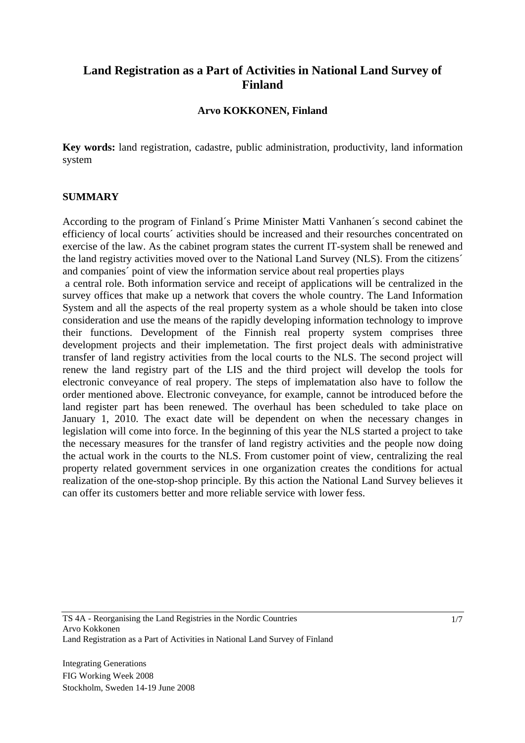# Land Registration as a Part of Activities in National Land Survey of Finland

**Arvo KOKKONEN, Finland**

**Key words:** land registration, cadastre, public administration, productivity, land information system

## SUMMARY

According to the program of Finland´s Prime Minister Matti Vanhanen´s second cabinet the efficiency of local courts´ activities should be increased and their resourches concentrated on exercise of the law. As the cabinet program states the current IT-system shall be renewed and the land registry activities moved over to the National Land Survey (NLS). From the citizens´ and companies´ point of view the information service about real properties plays a central role. Both information service and receipt of applications will be centralized in the survey offices that make up a network that covers the whole country. The Land Information System and all the aspects of the real property system as a whole should be taken into close consideration and use the means of the rapidly developing information technology to improve their functions. Development of the Finnish real property system comprises three development projects and their implemetation. The first project deals with administrative transfer of land registry activities from the local courts to the NLS. The second project will renew the land registry part of the LIS and the third project will develop the tools for electronic conveyance of real propery. The steps of implematation also have to follow the order mentioned above. Electronic conveyance, for example, cannot be introduced before the land register part has been renewed. The overhaul has been scheduled to take place on January 1, 2010. The exact date will be dependent on when the necessary changes in legislation will come into force. In the beginning of this year the NLS started a project to take the necessary measures for the transfer of land registry activities and the people now doing the actual work in the courts to the NLS. From customer point of view, centralizing the real property related government services in one organization creates the conditions for actual realization of the one-stop-shop principle. By this action the National Land Survey believes it can offer its customers better and more reliable service with lower fess.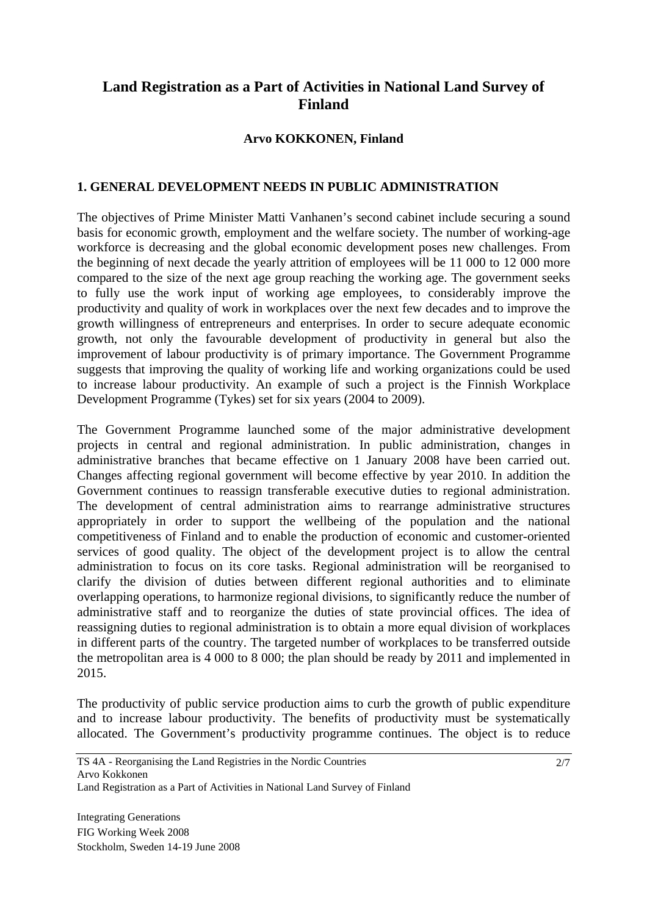# Land Registration as a Part of Activities in National Land Survey of Finland

**Arvo KOKKONEN, Finland**

## 1. GENERAL DEVELOPMENT NEEDS IN PUBLIC ADMINISTRATION

The objectives of Prime Minister Matti Vanhanen's second cabinet include securing a sound basis for economic growth, employment and the welfare society. The number of working-age workforce is decreasing and the global economic development poses new challenges. From the beginning of next decade the yearly attrition of employees will be 11 000 to 12 000 more compared to the size of the next age group reaching the working age. The government seeks to fully use the work input of working age employees, to considerably improve the productivity and quality of work in workplaces over the next few decades and to improve the growth willingness of entrepreneurs and enterprises. In order to secure adequate economic growth, not only the favourable development of productivity in general but also the improvement of labour productivity is of primary importance. The Government Programme suggests that improving the quality of working life and working organizations could be used to increase labour productivity. An example of such a project is the Finnish Workplace Development Programme (Tykes) set for six years (2004 to 2009).

The Government Programme launched some of the major administrative development projects in central and regional administration. In public administration, changes in administrative branches that became effective on 1 January 2008 have been carried out. Changes affecting regional government will become effective by year 2010. In addition the Government continues to reassign transferable executive duties to regional administration. The development of central administration aims to rearrange administrative structures appropriately in order to support the wellbeing of the population and the national competitiveness of Finland and to enable the production of economic and customer-oriented services of good quality. The object of the development project is to allow the central administration to focus on its core tasks. Regional administration will be reorganised to clarify the division of duties between different regional authorities and to eliminate overlapping operations, to harmonize regional divisions, to significantly reduce the number of administrative staff and to reorganize the duties of state provincial offices. The idea of reassigning duties to regional administration is to obtain a more equal division of workplaces in different parts of the country. The targeted number of workplaces to be transferred outside the metropolitan area is 4 000 to 8 000; the plan should be ready by 2011 and implemented in 2015.

The productivity of public service production aims to curb the growth of public expenditure and to increase labour productivity. The benefits of productivity must be systematically allocated. The Government's productivity programme continues. The object is to reduce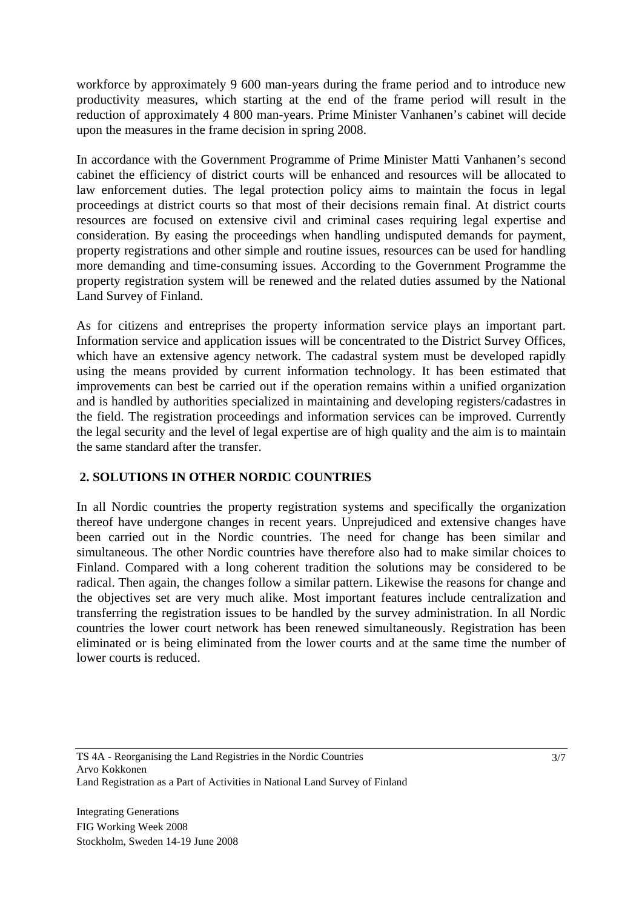workforce by approximately 9 600 man-years during the frame period and to introduce new productivity measures, which starting at the end of the frame period will result in the reduction of approximately 4 800 man-years. Prime Minister Vanhanen's cabinet will decide upon the measures in the frame decision in spring 2008.

In accordance with the Government Programme of Prime Minister Matti Vanhanen's second cabinet the efficiency of district courts will be enhanced and resources will be allocated to law enforcement duties. The legal protection policy aims to maintain the focus in legal proceedings at district courts so that most of their decisions remain final. At district courts resources are focused on extensive civil and criminal cases requiring legal expertise and consideration. By easing the proceedings when handling undisputed demands for payment, property registrations and other simple and routine issues, resources can be used for handling more demanding and time-consuming issues. According to the Government Programme the property registration system will be renewed and the related duties assumed by the National Land Survey of Finland.

As for citizens and entreprises the property information service plays an important part. Information service and application issues will be concentrated to the District Survey Offices, which have an extensive agency network. The cadastral system must be developed rapidly using the means provided by current information technology. It has been estimated that improvements can best be carried out if the operation remains within a unified organization and is handled by authorities specialized in maintaining and developing registers/cadastres in the field. The registration proceedings and information services can be improved. Currently the legal security and the level of legal expertise are of high quality and the aim is to maintain the same standard after the transfer.

## 2. SOLUTIONS IN OTHER NORDIC COUNTRIES

In all Nordic countries the property registration systems and specifically the organization thereof have undergone changes in recent years. Unprejudiced and extensive changes have been carried out in the Nordic countries. The need for change has been similar and simultaneous. The other Nordic countries have therefore also had to make similar choices to Finland. Compared with a long coherent tradition the solutions may be considered to be radical. Then again, the changes follow a similar pattern. Likewise the reasons for change and the objectives set are very much alike. Most important features include centralization and transferring the registration issues to be handled by the survey administration. In all Nordic countries the lower court network has been renewed simultaneously. Registration has been eliminated or is being eliminated from the lower courts and at the same time the number of lower courts is reduced.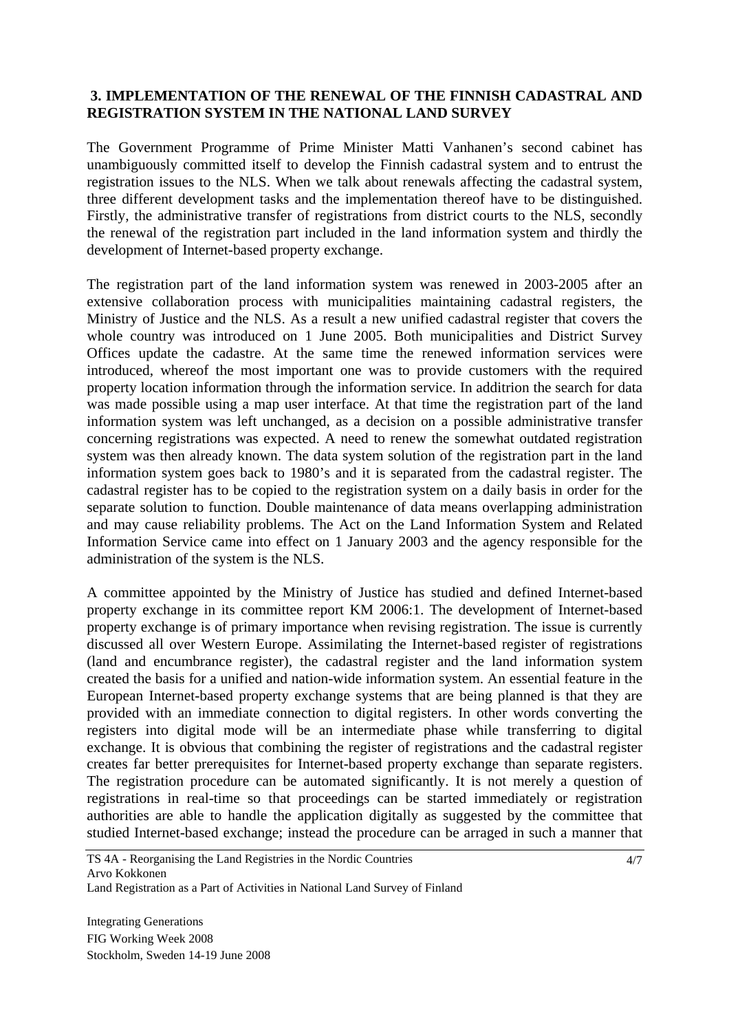## 3. IMPLEMENTATION OF THE RENEWAL OF THE FINNISH CADASTRAL AND REGISTRATION SYSTEM IN THE NATIONAL LAND SURVEY

The Government Programme of Prime Minister Matti Vanhanen's second cabinet has unambiguously committed itself to develop the Finnish cadastral system and to entrust the registration issues to the NLS. When we talk about renewals affecting the cadastral system, three different development tasks and the implementation thereof have to be distinguished. Firstly, the administrative transfer of registrations from district courts to the NLS, secondly the renewal of the registration part included in the land information system and thirdly the development of Internet-based property exchange.

The registration part of the land information system was renewed in 2003-2005 after an extensive collaboration process with municipalities maintaining cadastral registers, the Ministry of Justice and the NLS. As a result a new unified cadastral register that covers the whole country was introduced on 1 June 2005. Both municipalities and District Survey Offices update the cadastre. At the same time the renewed information services were introduced, whereof the most important one was to provide customers with the required property location information through the information service. In additrion the search for data was made possible using a map user interface. At that time the registration part of the land information system was left unchanged, as a decision on a possible administrative transfer concerning registrations was expected. A need to renew the somewhat outdated registration system was then already known. The data system solution of the registration part in the land information system goes back to 1980's and it is separated from the cadastral register. The cadastral register has to be copied to the registration system on a daily basis in order for the separate solution to function. Double maintenance of data means overlapping administration and may cause reliability problems. The Act on the Land Information System and Related Information Service came into effect on 1 January 2003 and the agency responsible for the administration of the system is the NLS.

A committee appointed by the Ministry of Justice has studied and defined Internet-based property exchange in its committee report KM 2006:1. The development of Internet-based property exchange is of primary importance when revising registration. The issue is currently discussed all over Western Europe. Assimilating the Internet-based register of registrations (land and encumbrance register), the cadastral register and the land information system created the basis for a unified and nation-wide information system. An essential feature in the European Internet-based property exchange systems that are being planned is that they are provided with an immediate connection to digital registers. In other words converting the registers into digital mode will be an intermediate phase while transferring to digital exchange. It is obvious that combining the register of registrations and the cadastral register creates far better prerequisites for Internet-based property exchange than separate registers. The registration procedure can be automated significantly. It is not merely a question of registrations in real-time so that proceedings can be started immediately or registration authorities are able to handle the application digitally as suggested by the committee that studied Internet-based exchange; instead the procedure can be arraged in such a manner that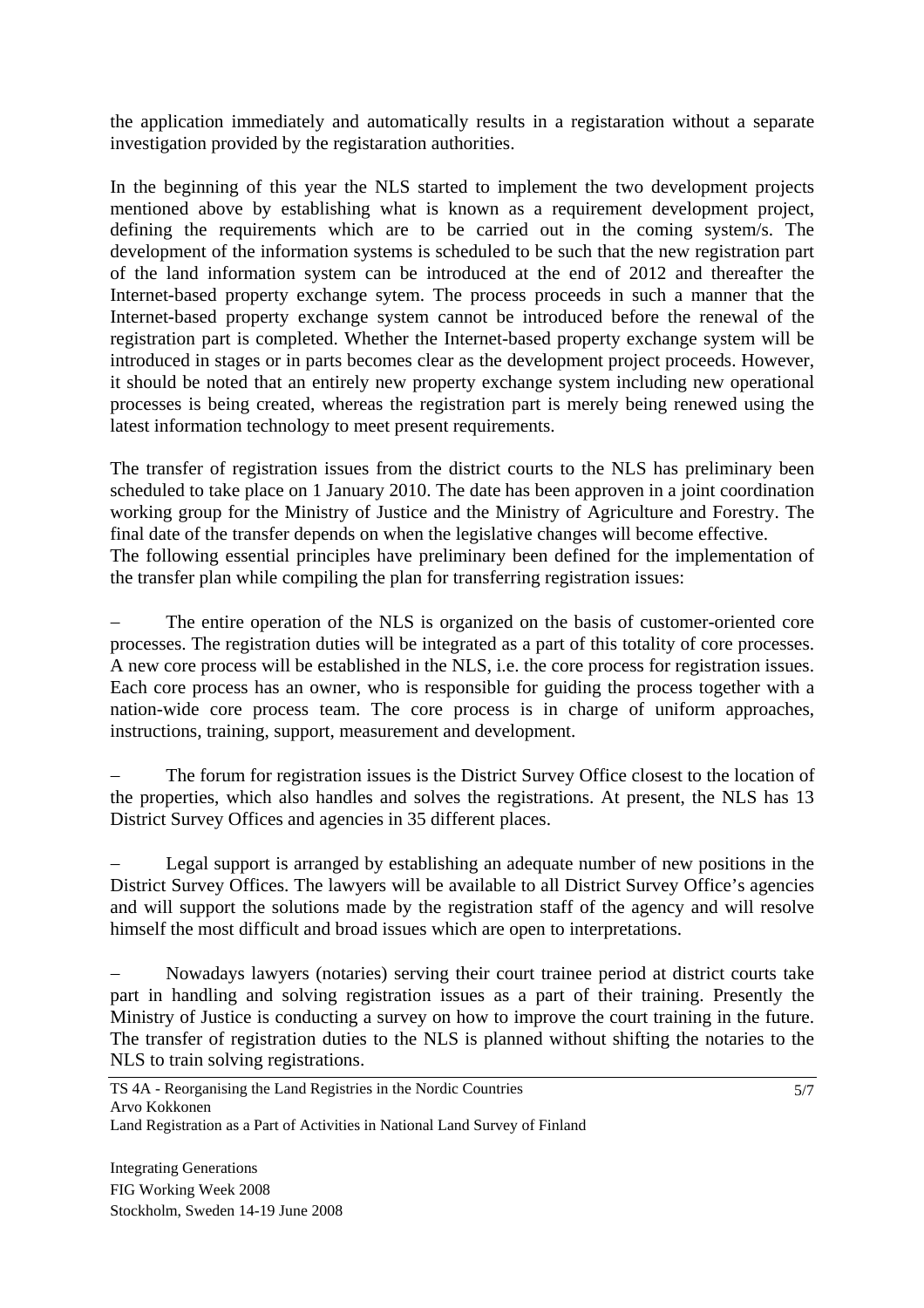the application immediately and automatically results in a registaration without a separate investigation provided by the registaration authorities.

In the beginning of this year the NLS started to implement the two development projects mentioned above by establishing what is known as a requirement development project, defining the requirements which are to be carried out in the coming system/s. The development of the information systems is scheduled to be such that the new registration part of the land information system can be introduced at the end of 2012 and thereafter the Internet-based property exchange sytem. The process proceeds in such a manner that the Internet-based property exchange system cannot be introduced before the renewal of the registration part is completed. Whether the Internet-based property exchange system will be introduced in stages or in parts becomes clear as the development project proceeds. However, it should be noted that an entirely new property exchange system including new operational processes is being created, whereas the registration part is merely being renewed using the latest information technology to meet present requirements.

The transfer of registration issues from the district courts to the NLS has preliminary been scheduled to take place on 1 January 2010. The date has been approven in a joint coordination working group for the Ministry of Justice and the Ministry of Agriculture and Forestry. The final date of the transfer depends on when the legislative changes will become effective.
The following essential principles have preliminary been defined for the implementation of the transfer plan while compiling the plan for transferring registration issues:

– The entire operation of the NLS is organized on the basis of customer-oriented core processes. The registration duties will be integrated as a part of this totality of core processes. A new core process will be established in the NLS, i.e. the core process for registration issues. Each core process has an owner, who is responsible for guiding the process together with a nation-wide core process team. The core process is in charge of uniform approaches, instructions, training, support, measurement and development.

– The forum for registration issues is the District Survey Office closest to the location of the properties, which also handles and solves the registrations. At present, the NLS has 13 District Survey Offices and agencies in 35 different places.

– Legal support is arranged by establishing an adequate number of new positions in the District Survey Offices. The lawyers will be available to all District Survey Office's agencies and will support the solutions made by the registration staff of the agency and will resolve himself the most difficult and broad issues which are open to interpretations.

– Nowadays lawyers (notaries) serving their court trainee period at district courts take part in handling and solving registration issues as a part of their training. Presently the Ministry of Justice is conducting a survey on how to improve the court training in the future. The transfer of registration duties to the NLS is planned without shifting the notaries to the NLS to train solving registrations.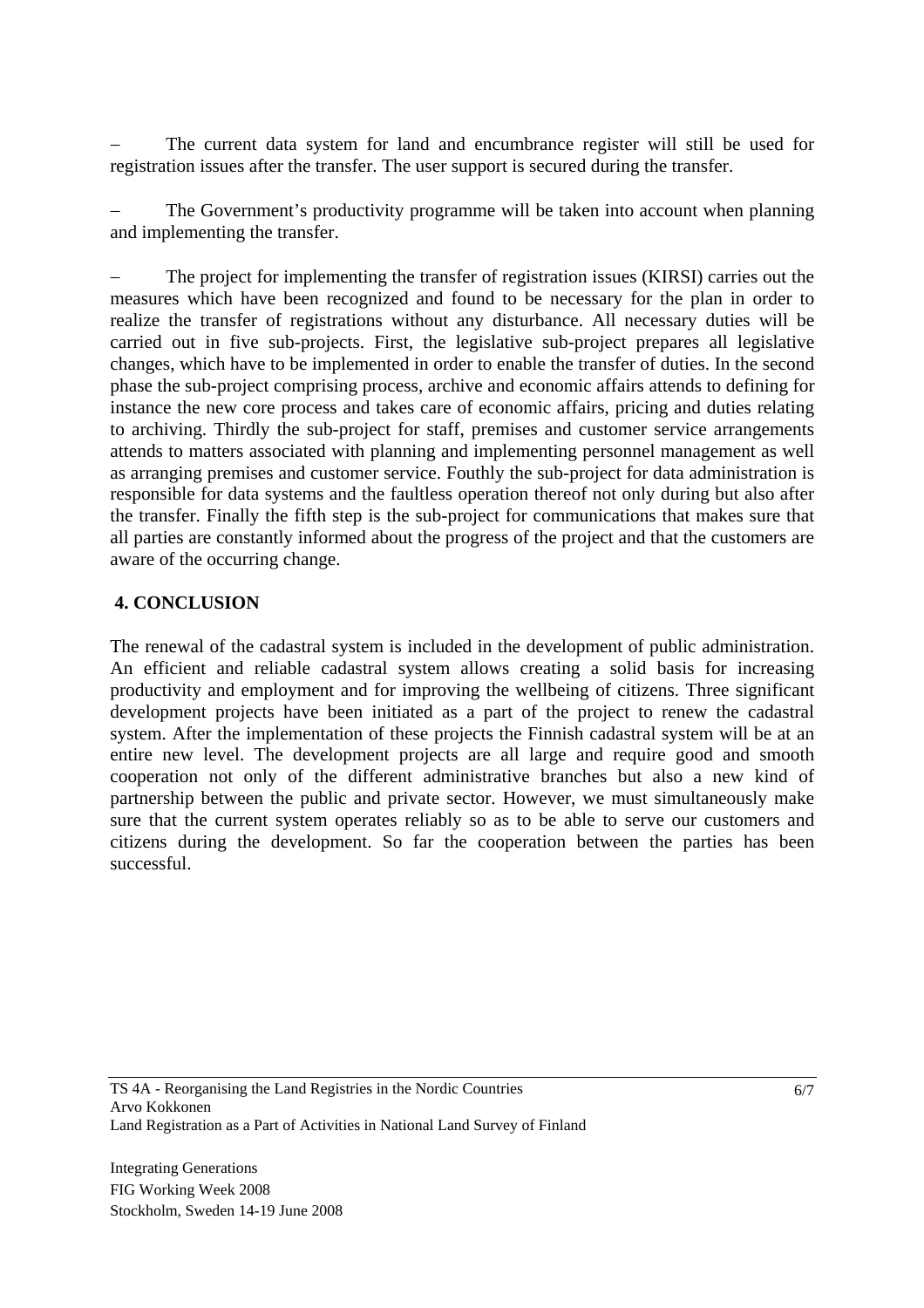– The current data system for land and encumbrance register will still be used for registration issues after the transfer. The user support is secured during the transfer.

– The Government's productivity programme will be taken into account when planning and implementing the transfer.

– The project for implementing the transfer of registration issues (KIRSI) carries out the measures which have been recognized and found to be necessary for the plan in order to realize the transfer of registrations without any disturbance. All necessary duties will be carried out in five sub-projects. First, the legislative sub-project prepares all legislative changes, which have to be implemented in order to enable the transfer of duties. In the second phase the sub-project comprising process, archive and economic affairs attends to defining for instance the new core process and takes care of economic affairs, pricing and duties relating to archiving. Thirdly the sub-project for staff, premises and customer service arrangements attends to matters associated with planning and implementing personnel management as well as arranging premises and customer service. Fouthly the sub-project for data administration is responsible for data systems and the faultless operation thereof not only during but also after the transfer. Finally the fifth step is the sub-project for communications that makes sure that all parties are constantly informed about the progress of the project and that the customers are aware of the occurring change.

## 4. CONCLUSION

The renewal of the cadastral system is included in the development of public administration. An efficient and reliable cadastral system allows creating a solid basis for increasing productivity and employment and for improving the wellbeing of citizens. Three significant development projects have been initiated as a part of the project to renew the cadastral system. After the implementation of these projects the Finnish cadastral system will be at an entire new level. The development projects are all large and require good and smooth cooperation not only of the different administrative branches but also a new kind of partnership between the public and private sector. However, we must simultaneously make sure that the current system operates reliably so as to be able to serve our customers and citizens during the development. So far the cooperation between the parties has been successful.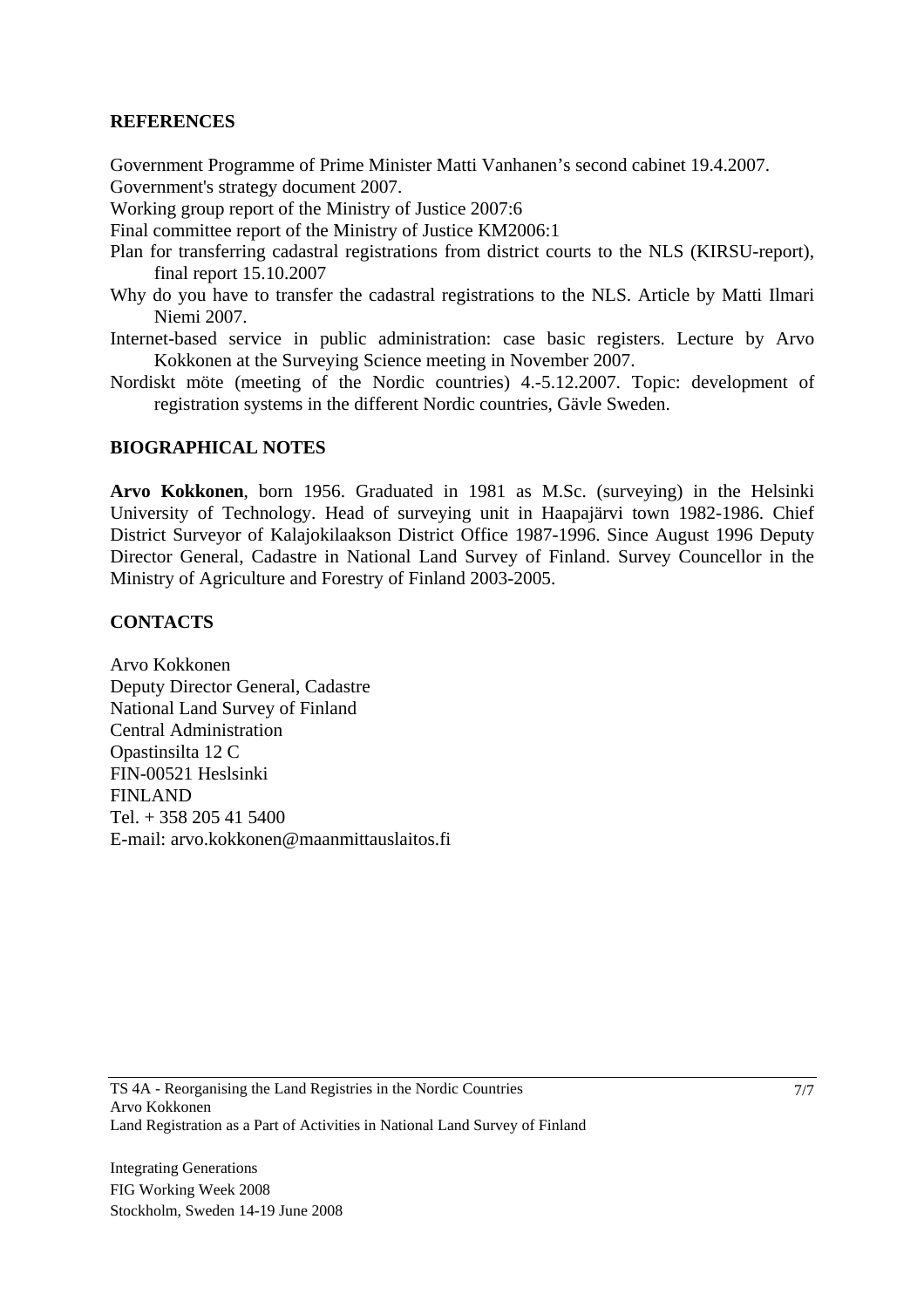## REFERENCES

Government Programme of Prime Minister Matti Vanhanen's second cabinet 19.4.2007.

Government's strategy document 2007.

Working group report of the Ministry of Justice 2007:6

Final committee report of the Ministry of Justice KM2006:1

Plan for transferring cadastral registrations from district courts to the NLS (KIRSU-report), final report 15.10.2007

Why do you have to transfer the cadastral registrations to the NLS. Article by Matti Ilmari Niemi 2007.

Internet-based service in public administration: case basic registers. Lecture by Arvo Kokkonen at the Surveying Science meeting in November 2007.

Nordiskt möte (meeting of the Nordic countries) 4.-5.12.2007. Topic: development of registration systems in the different Nordic countries, Gävle Sweden.

## BIOGRAPHICAL NOTES

**Arvo Kokkonen**, born 1956. Graduated in 1981 as M.Sc. (surveying) in the Helsinki University of Technology. Head of surveying unit in Haapajärvi town 1982-1986. Chief District Surveyor of Kalajokilaakson District Office 1987-1996. Since August 1996 Deputy Director General, Cadastre in National Land Survey of Finland. Survey Councellor in the Ministry of Agriculture and Forestry of Finland 2003-2005.

## CONTACTS

Arvo Kokkonen
Deputy Director General, Cadastre
National Land Survey of Finland
Central Administration
Opastinsilta 12 C
FIN-00521 Heslsinki
FINLAND
Tel. + 358 205 41 5400
E-mail: arvo.kokkonen@maanmittauslaitos.fi